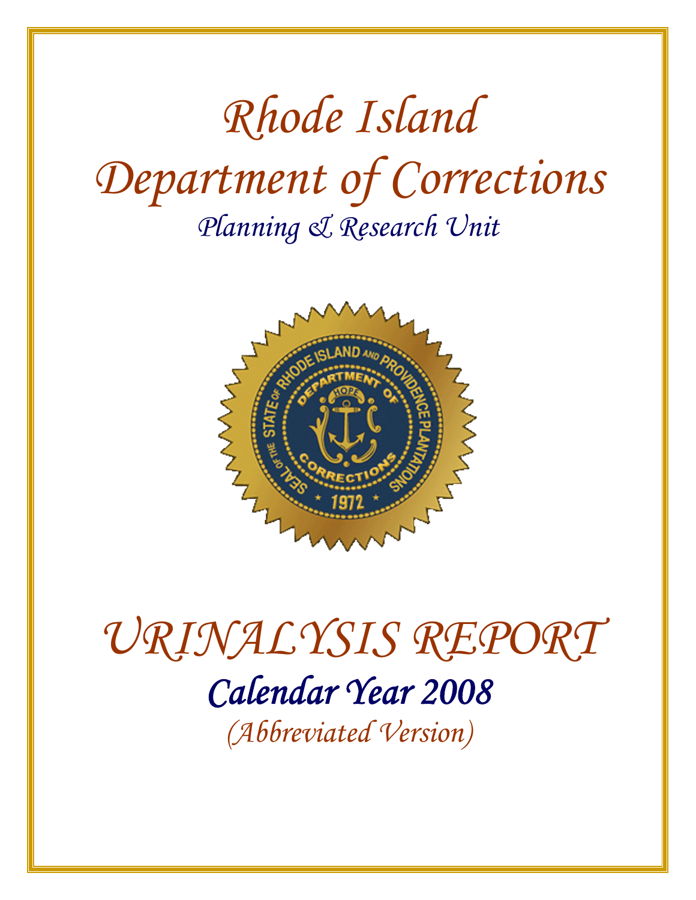# Rhode Island Department of Corrections

## Planning & Research Unit

# URINALYSIS REPORT

## Calendar Year 2008

*(Abbreviated Version)*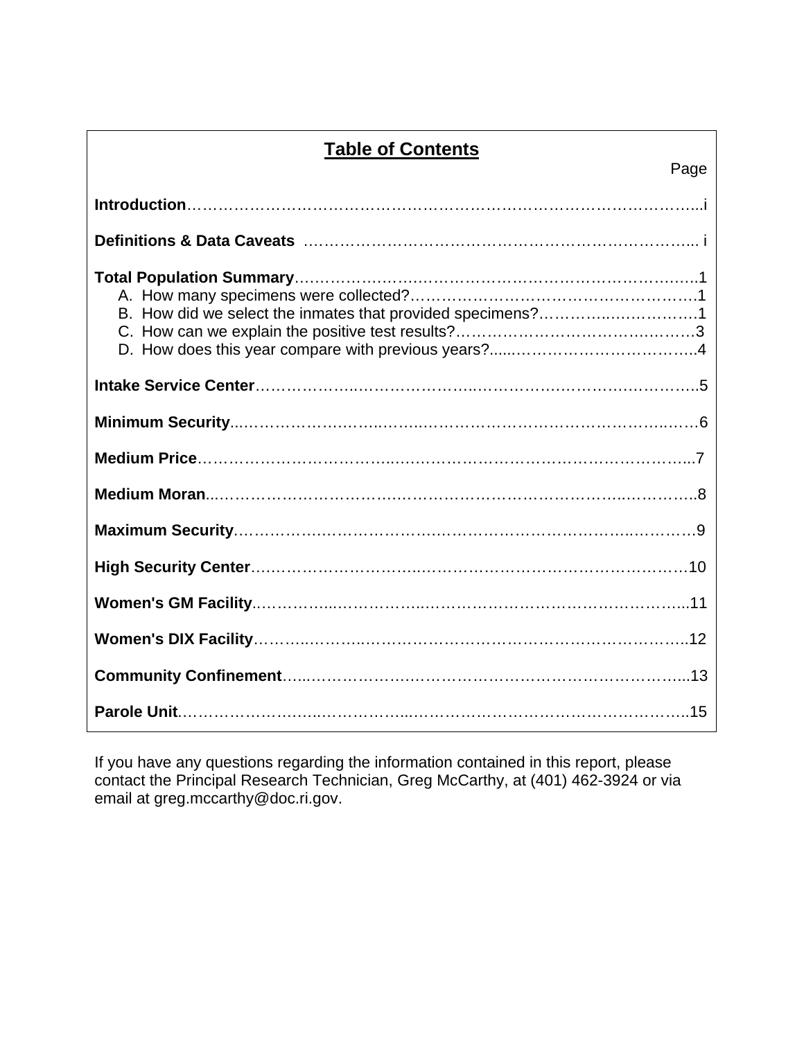## Table of Contents

| | Page |
|---|---|
| **Introduction** | i |
| **Definitions & Data Caveats** | i |
| **Total Population Summary** | 1 |
| A. How many specimens were collected? | 1 |
| B. How did we select the inmates that provided specimens? | 1 |
| C. How can we explain the positive test results? | 3 |
| D. How does this year compare with previous years? | 4 |
| **Intake Service Center** | 5 |
| **Minimum Security** | 6 |
| **Medium Price** | 7 |
| **Medium Moran** | 8 |
| **Maximum Security** | 9 |
| **High Security Center** | 10 |
| **Women's GM Facility** | 11 |
| **Women's DIX Facility** | 12 |
| **Community Confinement** | 13 |
| **Parole Unit** | 15 |

If you have any questions regarding the information contained in this report, please contact the Principal Research Technician, Greg McCarthy, at (401) 462-3924 or via email at greg.mccarthy@doc.ri.gov.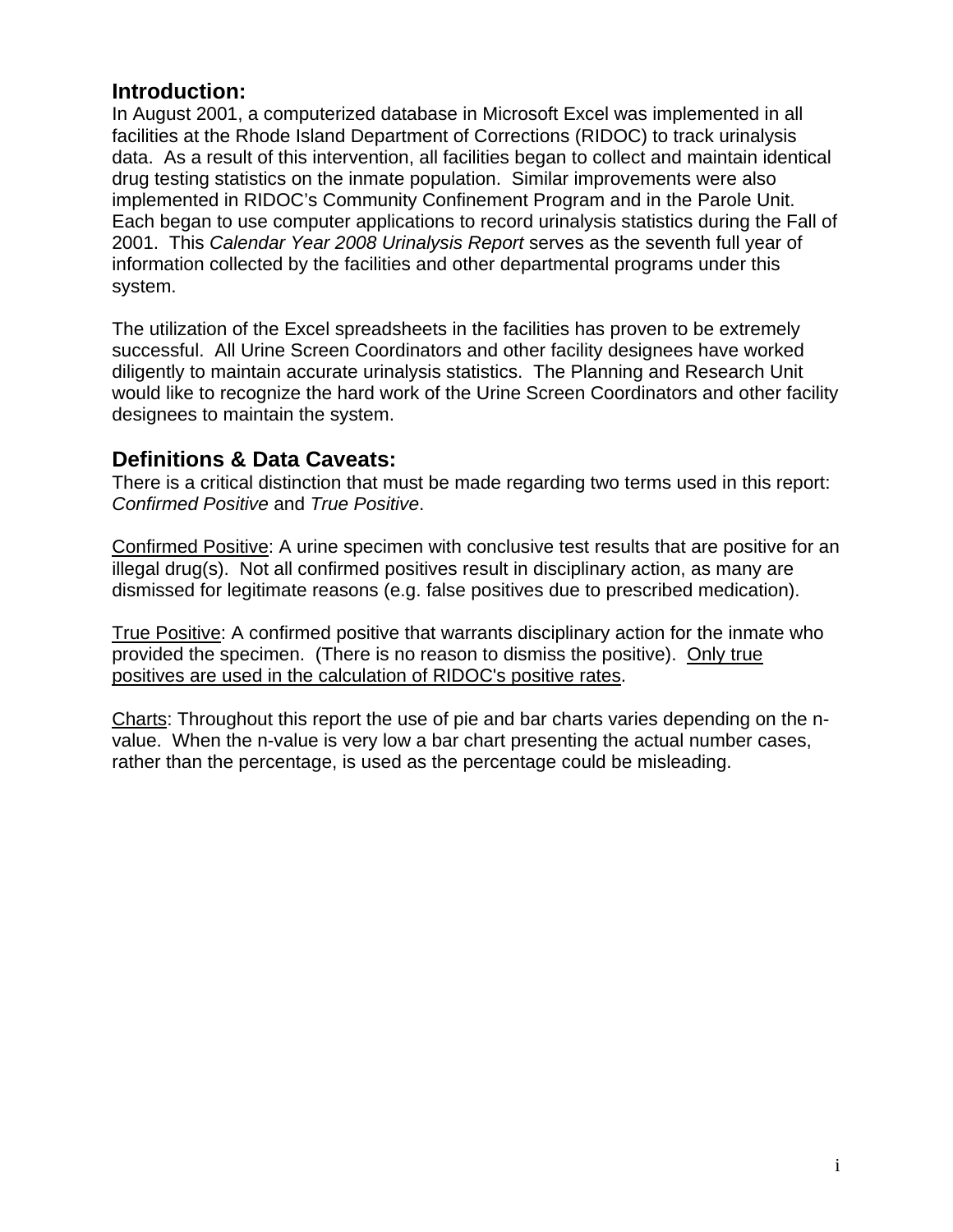## Introduction:

In August 2001, a computerized database in Microsoft Excel was implemented in all facilities at the Rhode Island Department of Corrections (RIDOC) to track urinalysis data. As a result of this intervention, all facilities began to collect and maintain identical drug testing statistics on the inmate population. Similar improvements were also implemented in RIDOC's Community Confinement Program and in the Parole Unit. Each began to use computer applications to record urinalysis statistics during the Fall of 2001. This *Calendar Year 2008 Urinalysis Report* serves as the seventh full year of information collected by the facilities and other departmental programs under this system.

The utilization of the Excel spreadsheets in the facilities has proven to be extremely successful. All Urine Screen Coordinators and other facility designees have worked diligently to maintain accurate urinalysis statistics. The Planning and Research Unit would like to recognize the hard work of the Urine Screen Coordinators and other facility designees to maintain the system.

## Definitions & Data Caveats:

There is a critical distinction that must be made regarding two terms used in this report: *Confirmed Positive* and *True Positive*.

<u>Confirmed Positive</u>: A urine specimen with conclusive test results that are positive for an illegal drug(s). Not all confirmed positives result in disciplinary action, as many are dismissed for legitimate reasons (e.g. false positives due to prescribed medication).

<u>True Positive</u>: A confirmed positive that warrants disciplinary action for the inmate who provided the specimen. (There is no reason to dismiss the positive). <u>Only true positives are used in the calculation of RIDOC's positive rates</u>.

<u>Charts</u>: Throughout this report the use of pie and bar charts varies depending on the n-value. When the n-value is very low a bar chart presenting the actual number cases, rather than the percentage, is used as the percentage could be misleading.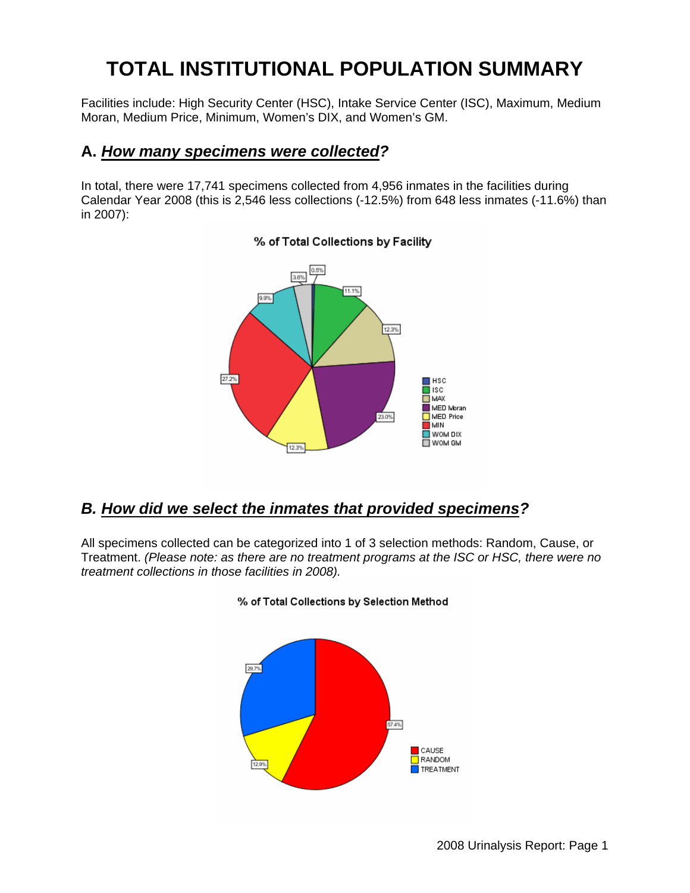# TOTAL INSTITUTIONAL POPULATION SUMMARY

Facilities include: High Security Center (HSC), Intake Service Center (ISC), Maximum, Medium Moran, Medium Price, Minimum, Women's DIX, and Women's GM.

## A. *How many specimens were collected?*

In total, there were 17,741 specimens collected from 4,956 inmates in the facilities during Calendar Year 2008 (this is 2,546 less collections (-12.5%) from 648 less inmates (-11.6%) than in 2007):

**% of Total Collections by Facility**

| Facility | % |
|---|---|
| HSC | 0.5% |
| ISC | 11.1% |
| MAX | 12.3% |
| MED Moran | 23.0% |
| MED Price | 12.3% |
| MIN | 27.2% |
| WOM DIX | 9.9% |
| WOM GM | 3.6% |

## B. *How did we select the inmates that provided specimens?*

All specimens collected can be categorized into 1 of 3 selection methods: Random, Cause, or Treatment. *(Please note: as there are no treatment programs at the ISC or HSC, there were no treatment collections in those facilities in 2008).*

**% of Total Collections by Selection Method**

| Selection Method | % |
|---|---|
| CAUSE | 57.4% |
| RANDOM | 12.9% |
| TREATMENT | 29.7% |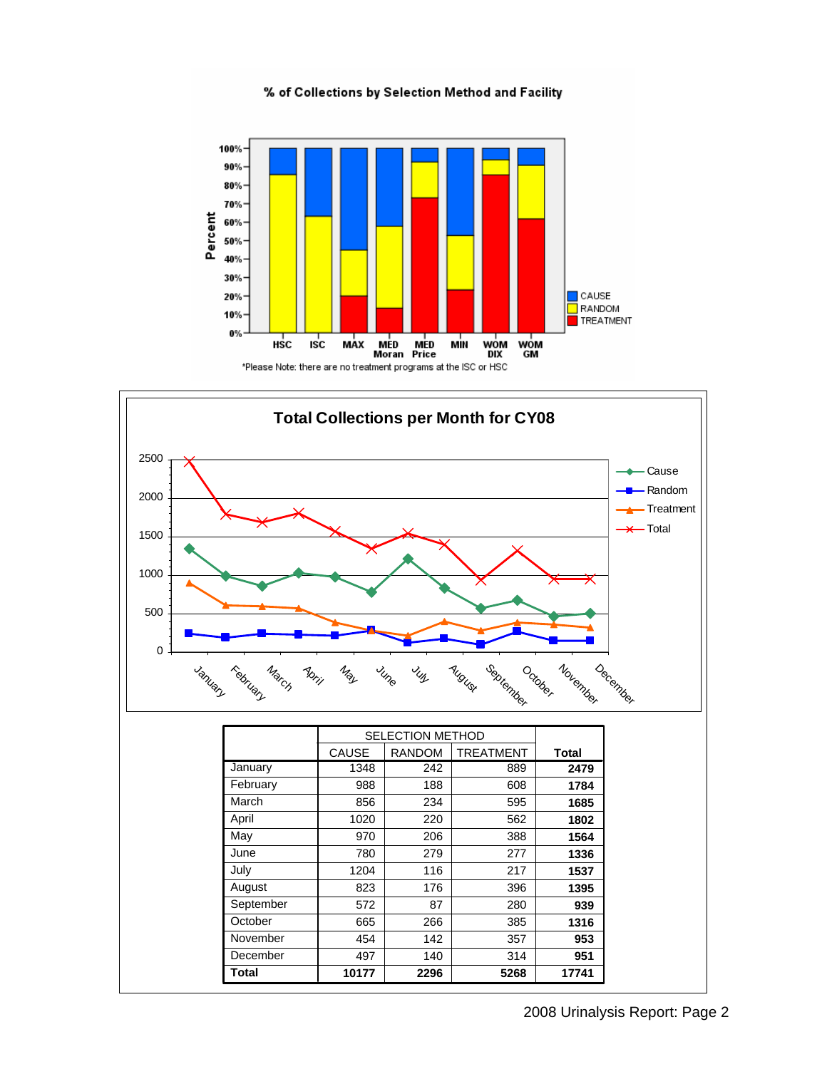**% of Collections by Selection Method and Facility**

*Please Note: there are no treatment programs at the ISC or HSC

**Total Collections per Month for CY08**

| | SELECTION METHOD | | | |
|---|---|---|---|---|
| | CAUSE | RANDOM | TREATMENT | **Total** |
| January | 1348 | 242 | 889 | **2479** |
| February | 988 | 188 | 608 | **1784** |
| March | 856 | 234 | 595 | **1685** |
| April | 1020 | 220 | 562 | **1802** |
| May | 970 | 206 | 388 | **1564** |
| June | 780 | 279 | 277 | **1336** |
| July | 1204 | 116 | 217 | **1537** |
| August | 823 | 176 | 396 | **1395** |
| September | 572 | 87 | 280 | **939** |
| October | 665 | 266 | 385 | **1316** |
| November | 454 | 142 | 357 | **953** |
| December | 497 | 140 | 314 | **951** |
| **Total** | **10177** | **2296** | **5268** | **17741** |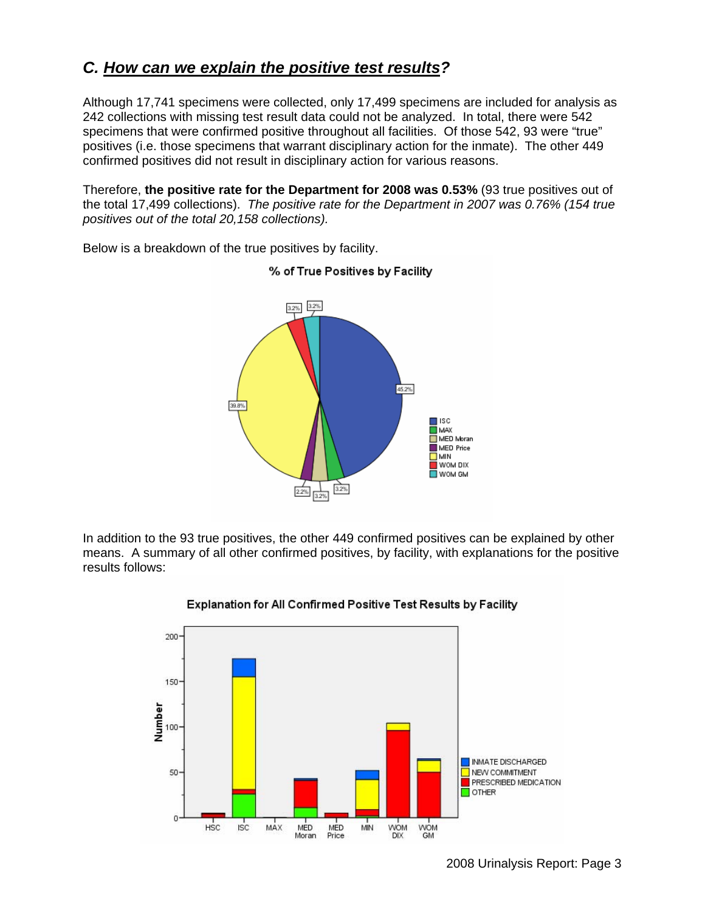## C. *How can we explain the positive test results?*

Although 17,741 specimens were collected, only 17,499 specimens are included for analysis as 242 collections with missing test result data could not be analyzed. In total, there were 542 specimens that were confirmed positive throughout all facilities. Of those 542, 93 were "true" positives (i.e. those specimens that warrant disciplinary action for the inmate). The other 449 confirmed positives did not result in disciplinary action for various reasons.

Therefore, **the positive rate for the Department for 2008 was 0.53%** (93 true positives out of the total 17,499 collections). *The positive rate for the Department in 2007 was 0.76% (154 true positives out of the total 20,158 collections).*

Below is a breakdown of the true positives by facility.

**% of True Positives by Facility**

| Facility | % |
|---|---|
| ISC | 45.2% |
| MAX | 3.2% |
| MED Moran | 3.2% |
| MED Price | 2.2% |
| MIN | 39.8% |
| WOM DIX | 3.2% |
| WOM GM | 3.2% |

In addition to the 93 true positives, the other 449 confirmed positives can be explained by other means. A summary of all other confirmed positives, by facility, with explanations for the positive results follows:

**Explanation for All Confirmed Positive Test Results by Facility**

(Stacked bar chart; y-axis: Number, 0–200; x-axis: HSC, ISC, MAX, MED Moran, MED Price, MIN, WOM DIX, WOM GM; categories: INMATE DISCHARGED, NEW COMMITMENT, PRESCRIBED MEDICATION, OTHER)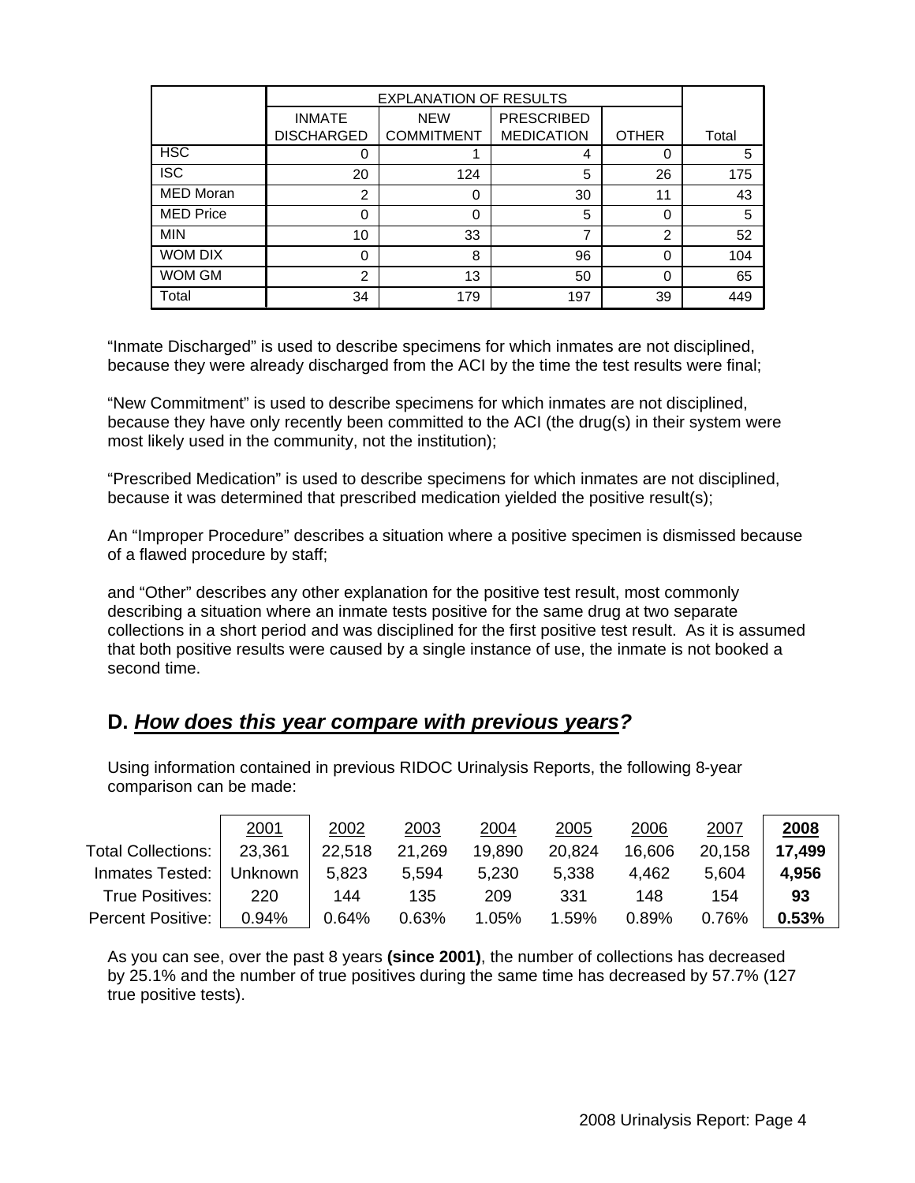| | EXPLANATION OF RESULTS | | | | |
|---|---|---|---|---|---|
| | INMATE DISCHARGED | NEW COMMITMENT | PRESCRIBED MEDICATION | OTHER | Total |
| HSC | 0 | 1 | 4 | 0 | 5 |
| ISC | 20 | 124 | 5 | 26 | 175 |
| MED Moran | 2 | 0 | 30 | 11 | 43 |
| MED Price | 0 | 0 | 5 | 0 | 5 |
| MIN | 10 | 33 | 7 | 2 | 52 |
| WOM DIX | 0 | 8 | 96 | 0 | 104 |
| WOM GM | 2 | 13 | 50 | 0 | 65 |
| Total | 34 | 179 | 197 | 39 | 449 |

"Inmate Discharged" is used to describe specimens for which inmates are not disciplined, because they were already discharged from the ACI by the time the test results were final;

"New Commitment" is used to describe specimens for which inmates are not disciplined, because they have only recently been committed to the ACI (the drug(s) in their system were most likely used in the community, not the institution);

"Prescribed Medication" is used to describe specimens for which inmates are not disciplined, because it was determined that prescribed medication yielded the positive result(s);

An "Improper Procedure" describes a situation where a positive specimen is dismissed because of a flawed procedure by staff;

and "Other" describes any other explanation for the positive test result, most commonly describing a situation where an inmate tests positive for the same drug at two separate collections in a short period and was disciplined for the first positive test result. As it is assumed that both positive results were caused by a single instance of use, the inmate is not booked a second time.

## D. *How does this year compare with previous years?*

Using information contained in previous RIDOC Urinalysis Reports, the following 8-year comparison can be made:

| | 2001 | 2002 | 2003 | 2004 | 2005 | 2006 | 2007 | **2008** |
|---|---|---|---|---|---|---|---|---|
| Total Collections: | 23,361 | 22,518 | 21,269 | 19,890 | 20,824 | 16,606 | 20,158 | **17,499** |
| Inmates Tested: | Unknown | 5,823 | 5,594 | 5,230 | 5,338 | 4,462 | 5,604 | **4,956** |
| True Positives: | 220 | 144 | 135 | 209 | 331 | 148 | 154 | **93** |
| Percent Positive: | 0.94% | 0.64% | 0.63% | 1.05% | 1.59% | 0.89% | 0.76% | **0.53%** |

As you can see, over the past 8 years **(since 2001)**, the number of collections has decreased by 25.1% and the number of true positives during the same time has decreased by 57.7% (127 true positive tests).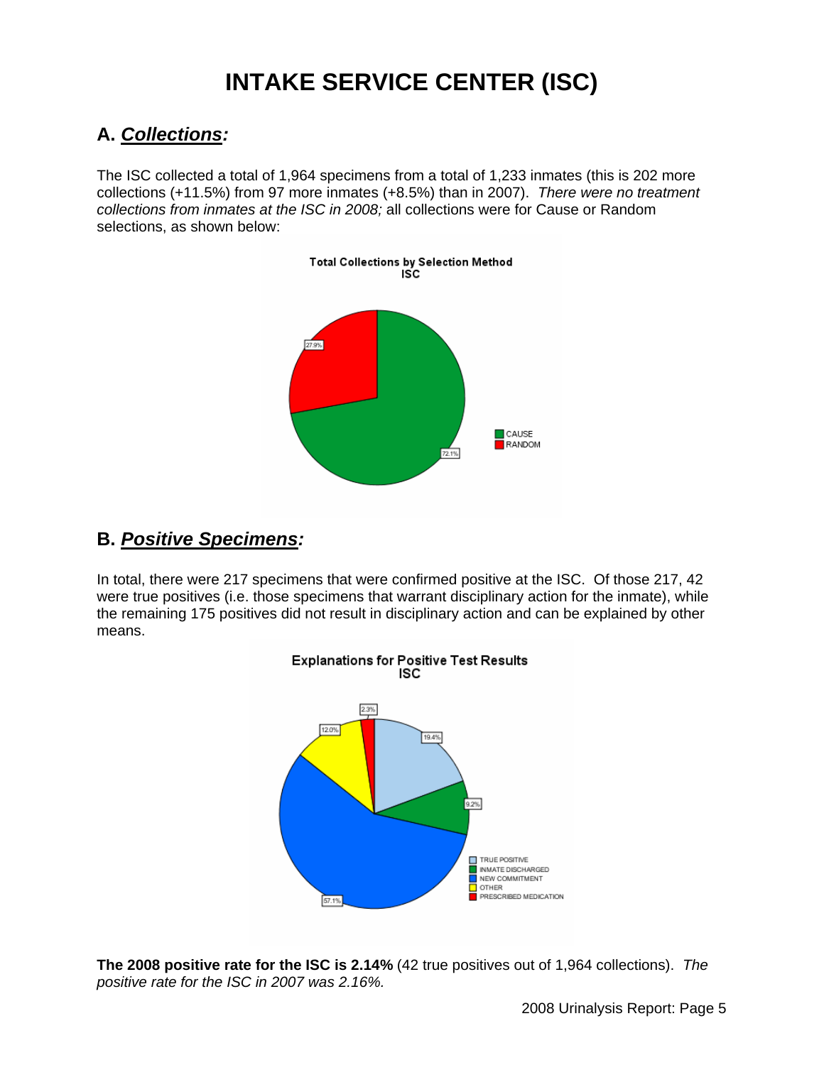# INTAKE SERVICE CENTER (ISC)

## A. *Collections:*

The ISC collected a total of 1,964 specimens from a total of 1,233 inmates (this is 202 more collections (+11.5%) from 97 more inmates (+8.5%) than in 2007). *There were no treatment collections from inmates at the ISC in 2008;* all collections were for Cause or Random selections, as shown below:

**Total Collections by Selection Method ISC**

| Selection Method | Percent |
|---|---|
| CAUSE | 72.1% |
| RANDOM | 27.9% |

## B. *Positive Specimens:*

In total, there were 217 specimens that were confirmed positive at the ISC. Of those 217, 42 were true positives (i.e. those specimens that warrant disciplinary action for the inmate), while the remaining 175 positives did not result in disciplinary action and can be explained by other means.

**Explanations for Positive Test Results ISC**

| Explanation | Percent |
|---|---|
| TRUE POSITIVE | 19.4% |
| INMATE DISCHARGED | 9.2% |
| NEW COMMITMENT | 57.1% |
| OTHER | 12.0% |
| PRESCRIBED MEDICATION | 2.3% |

**The 2008 positive rate for the ISC is 2.14%** (42 true positives out of 1,964 collections). *The positive rate for the ISC in 2007 was 2.16%.*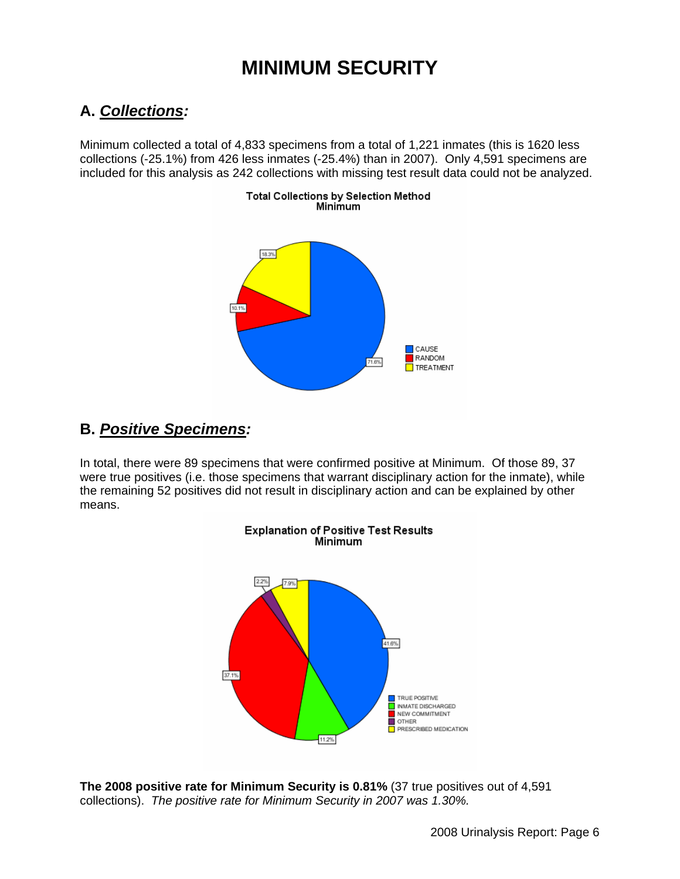# MINIMUM SECURITY

## A. *Collections:*

Minimum collected a total of 4,833 specimens from a total of 1,221 inmates (this is 1620 less collections (-25.1%) from 426 less inmates (-25.4%) than in 2007). Only 4,591 specimens are included for this analysis as 242 collections with missing test result data could not be analyzed.

**Total Collections by Selection Method**
**Minimum**

| Selection Method | Percent |
| --- | --- |
| CAUSE | 71.6% |
| RANDOM | 10.1% |
| TREATMENT | 18.3% |

## B. *Positive Specimens:*

In total, there were 89 specimens that were confirmed positive at Minimum. Of those 89, 37 were true positives (i.e. those specimens that warrant disciplinary action for the inmate), while the remaining 52 positives did not result in disciplinary action and can be explained by other means.

**Explanation of Positive Test Results**
**Minimum**

| Explanation | Percent |
| --- | --- |
| TRUE POSITIVE | 41.6% |
| INMATE DISCHARGED | 11.2% |
| NEW COMMITMENT | 37.1% |
| OTHER | 2.2% |
| PRESCRIBED MEDICATION | 7.9% |

**The 2008 positive rate for Minimum Security is 0.81%** (37 true positives out of 4,591 collections). *The positive rate for Minimum Security in 2007 was 1.30%.*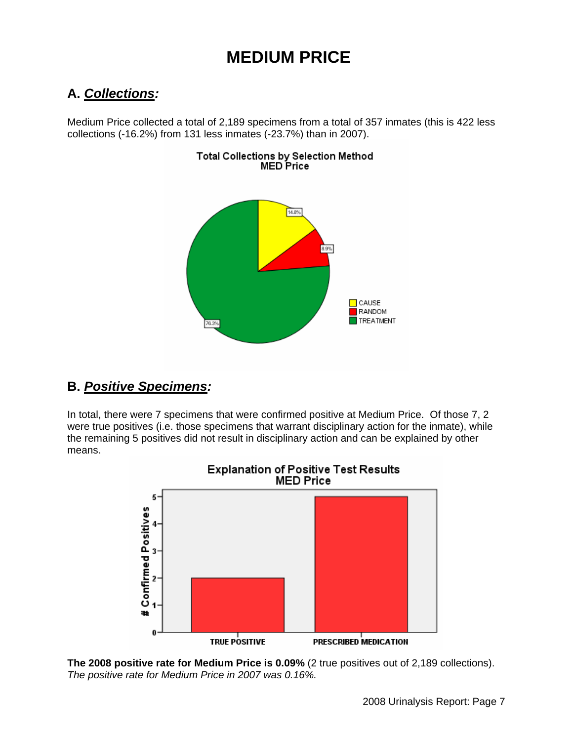# MEDIUM PRICE

## A. *Collections:*

Medium Price collected a total of 2,189 specimens from a total of 357 inmates (this is 422 less collections (-16.2%) from 131 less inmates (-23.7%) than in 2007).

Total Collections by Selection Method
MED Price

| Selection Method | Percent |
|---|---|
| CAUSE | 14.8% |
| RANDOM | 8.9% |
| TREATMENT | 76.3% |

## B. *Positive Specimens:*

In total, there were 7 specimens that were confirmed positive at Medium Price. Of those 7, 2 were true positives (i.e. those specimens that warrant disciplinary action for the inmate), while the remaining 5 positives did not result in disciplinary action and can be explained by other means.

Explanation of Positive Test Results
MED Price

| Explanation | # Confirmed Positives |
|---|---|
| TRUE POSITIVE | 2 |
| PRESCRIBED MEDICATION | 5 |

**The 2008 positive rate for Medium Price is 0.09%** (2 true positives out of 2,189 collections). *The positive rate for Medium Price in 2007 was 0.16%.*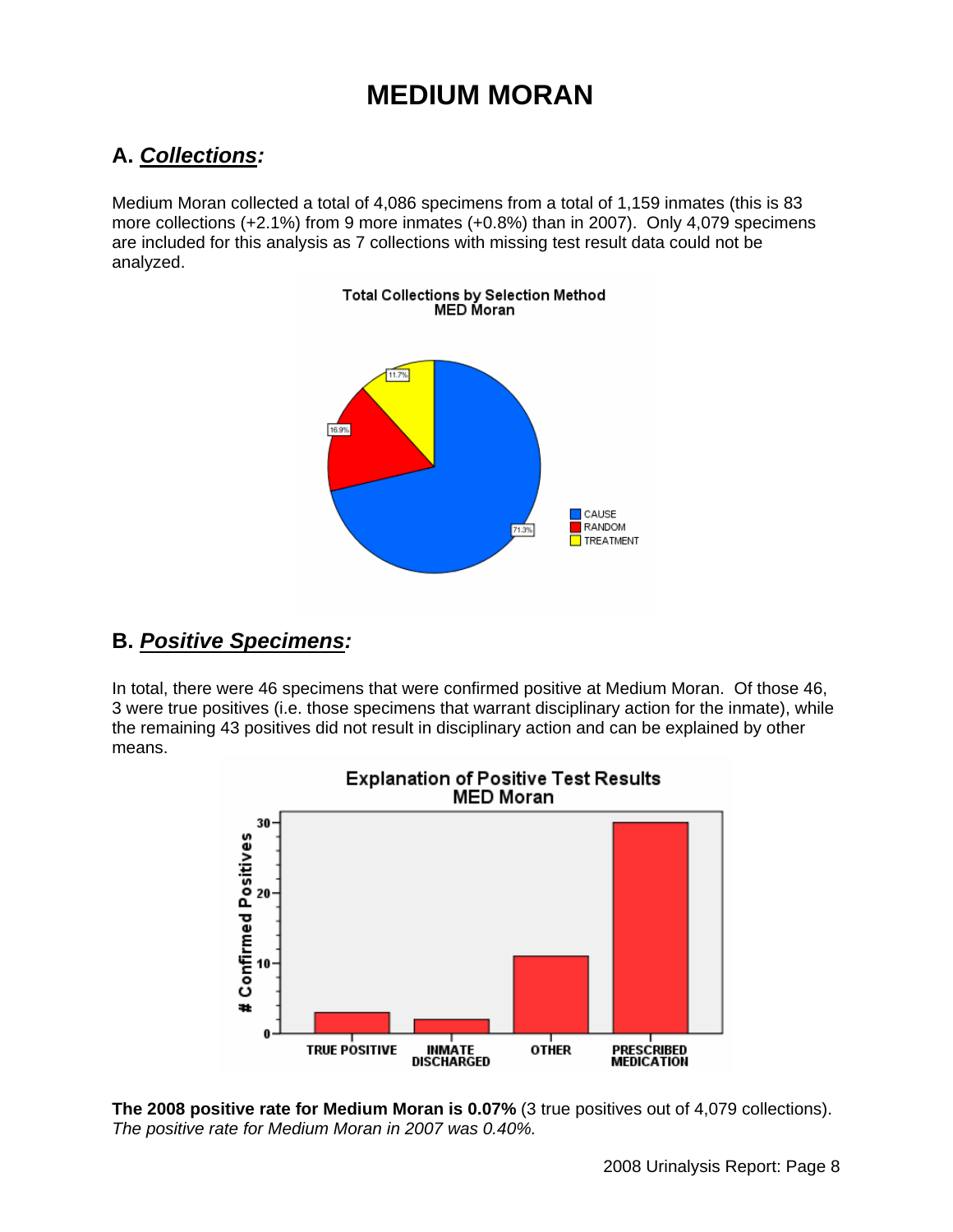# MEDIUM MORAN

## A. ***Collections:***

Medium Moran collected a total of 4,086 specimens from a total of 1,159 inmates (this is 83 more collections (+2.1%) from 9 more inmates (+0.8%) than in 2007). Only 4,079 specimens are included for this analysis as 7 collections with missing test result data could not be analyzed.

## B. ***Positive Specimens:***

In total, there were 46 specimens that were confirmed positive at Medium Moran. Of those 46, 3 were true positives (i.e. those specimens that warrant disciplinary action for the inmate), while the remaining 43 positives did not result in disciplinary action and can be explained by other means.

**The 2008 positive rate for Medium Moran is 0.07%** (3 true positives out of 4,079 collections). *The positive rate for Medium Moran in 2007 was 0.40%.*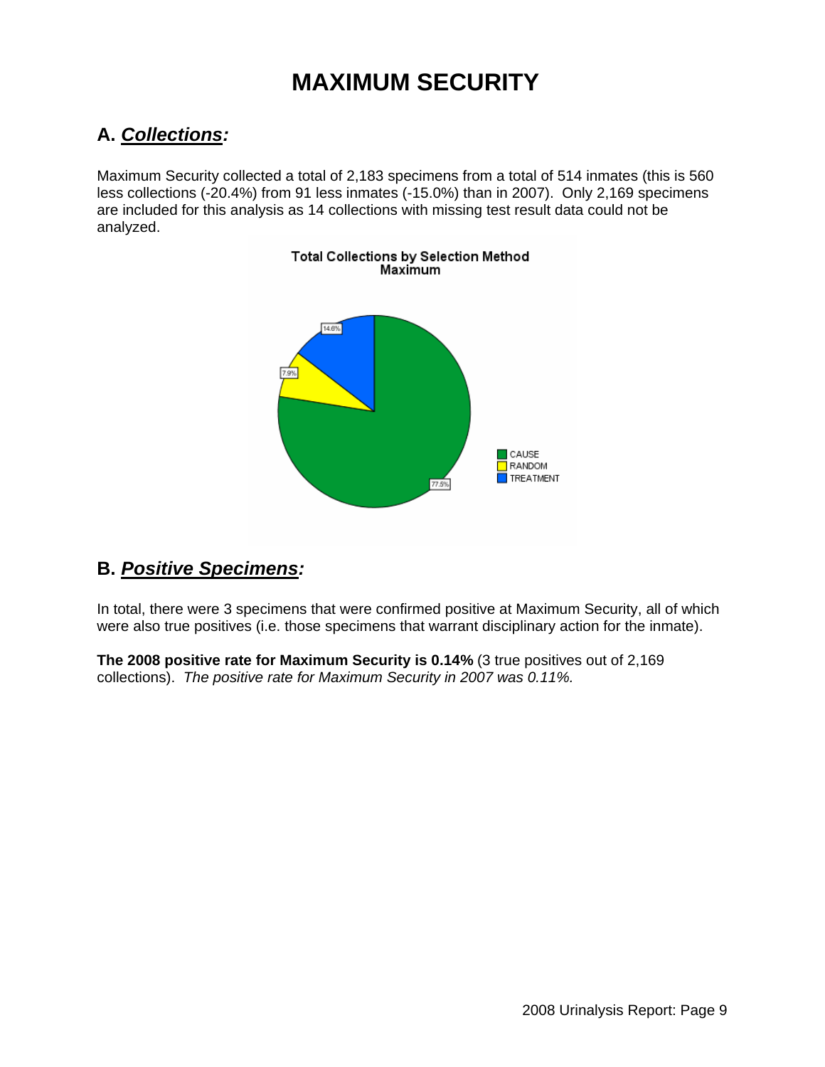# MAXIMUM SECURITY

## A. *Collections:*

Maximum Security collected a total of 2,183 specimens from a total of 514 inmates (this is 560 less collections (-20.4%) from 91 less inmates (-15.0%) than in 2007). Only 2,169 specimens are included for this analysis as 14 collections with missing test result data could not be analyzed.

**Total Collections by Selection Method**
**Maximum**

- CAUSE: 77.5%
- RANDOM: 7.9%
- TREATMENT: 14.6%

## B. *Positive Specimens:*

In total, there were 3 specimens that were confirmed positive at Maximum Security, all of which were also true positives (i.e. those specimens that warrant disciplinary action for the inmate).

**The 2008 positive rate for Maximum Security is 0.14%** (3 true positives out of 2,169 collections). *The positive rate for Maximum Security in 2007 was 0.11%.*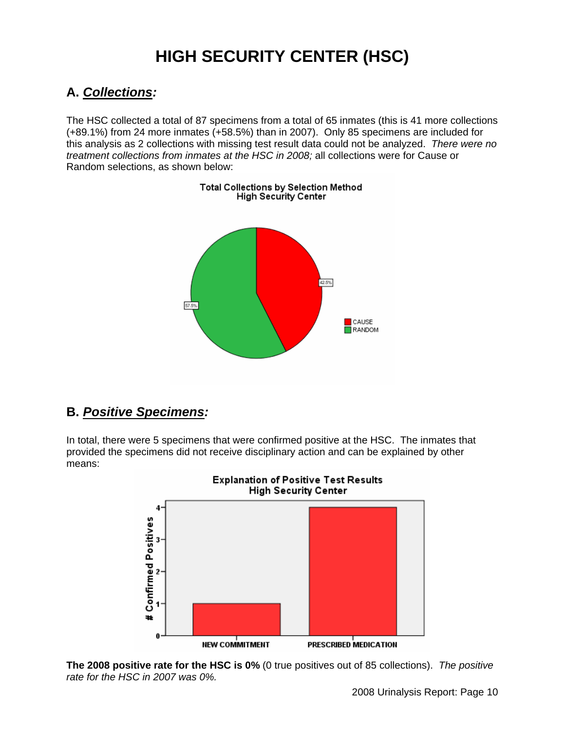# HIGH SECURITY CENTER (HSC)

## A. *Collections:*

The HSC collected a total of 87 specimens from a total of 65 inmates (this is 41 more collections (+89.1%) from 24 more inmates (+58.5%) than in 2007). Only 85 specimens are included for this analysis as 2 collections with missing test result data could not be analyzed. *There were no treatment collections from inmates at the HSC in 2008;* all collections were for Cause or Random selections, as shown below:

## B. *Positive Specimens:*

In total, there were 5 specimens that were confirmed positive at the HSC. The inmates that provided the specimens did not receive disciplinary action and can be explained by other means:

**The 2008 positive rate for the HSC is 0%** (0 true positives out of 85 collections). *The positive rate for the HSC in 2007 was 0%.*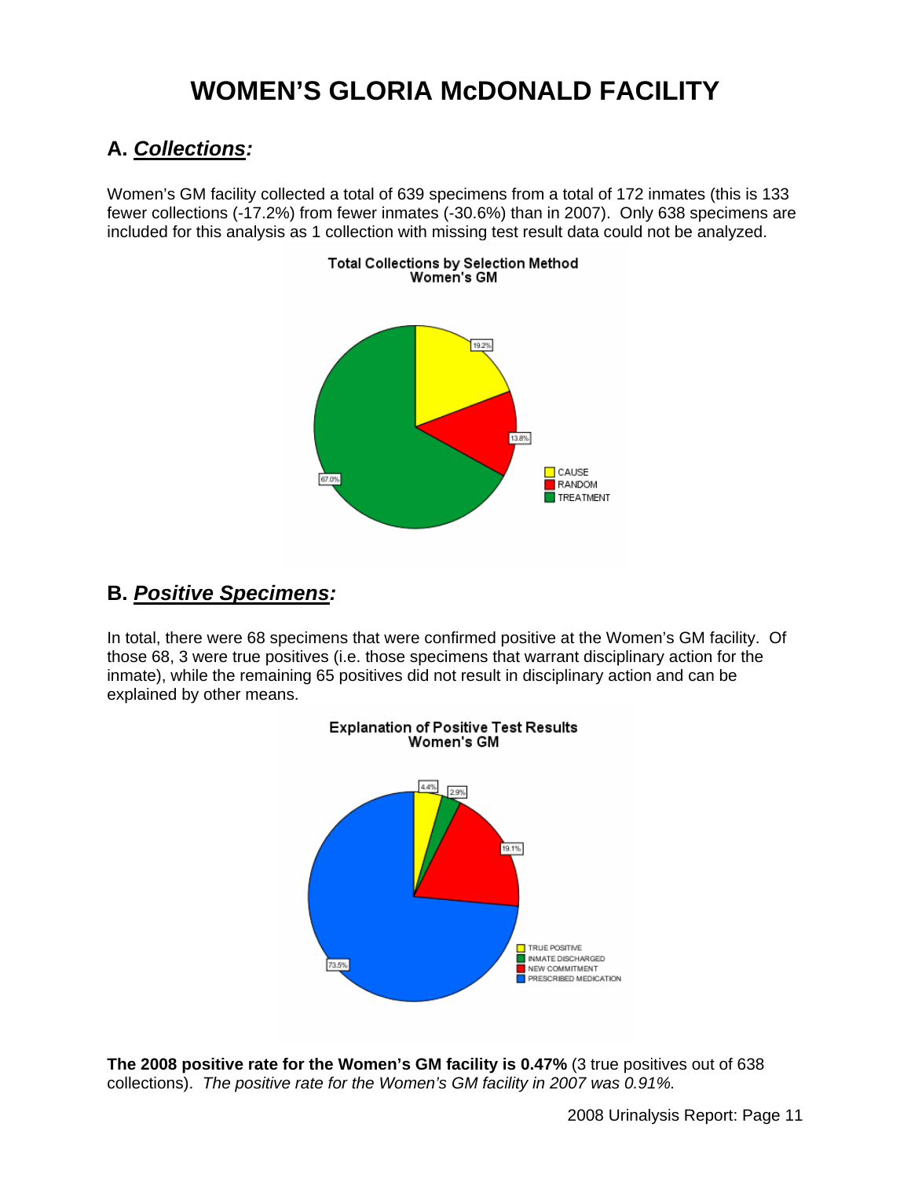# WOMEN'S GLORIA McDONALD FACILITY

## A. *Collections:*

Women's GM facility collected a total of 639 specimens from a total of 172 inmates (this is 133 fewer collections (-17.2%) from fewer inmates (-30.6%) than in 2007). Only 638 specimens are included for this analysis as 1 collection with missing test result data could not be analyzed.

**Total Collections by Selection Method**
**Women's GM**

- CAUSE: 19.2%
- RANDOM: 13.8%
- TREATMENT: 67.0%

## B. *Positive Specimens:*

In total, there were 68 specimens that were confirmed positive at the Women's GM facility. Of those 68, 3 were true positives (i.e. those specimens that warrant disciplinary action for the inmate), while the remaining 65 positives did not result in disciplinary action and can be explained by other means.

**Explanation of Positive Test Results**
**Women's GM**

- TRUE POSITIVE: 4.4%
- INMATE DISCHARGED: 2.9%
- NEW COMMITMENT: 19.1%
- PRESCRIBED MEDICATION: 73.5%

**The 2008 positive rate for the Women's GM facility is 0.47%** (3 true positives out of 638 collections). *The positive rate for the Women's GM facility in 2007 was 0.91%.*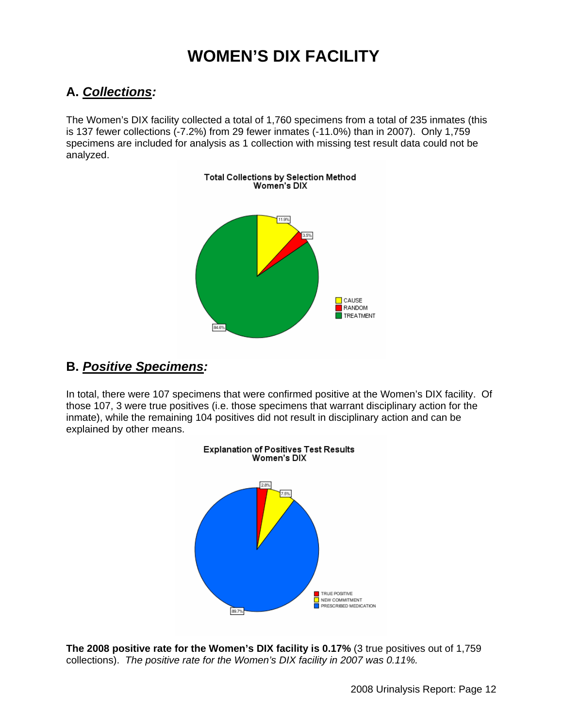# WOMEN'S DIX FACILITY

## A. *Collections:*

The Women's DIX facility collected a total of 1,760 specimens from a total of 235 inmates (this is 137 fewer collections (-7.2%) from 29 fewer inmates (-11.0%) than in 2007). Only 1,759 specimens are included for analysis as 1 collection with missing test result data could not be analyzed.

**Total Collections by Selection Method**
**Women's DIX**

- CAUSE: 11.9%
- RANDOM: 3.5%
- TREATMENT: 84.6%

## B. *Positive Specimens:*

In total, there were 107 specimens that were confirmed positive at the Women's DIX facility. Of those 107, 3 were true positives (i.e. those specimens that warrant disciplinary action for the inmate), while the remaining 104 positives did not result in disciplinary action and can be explained by other means.

**Explanation of Positives Test Results**
**Women's DIX**

- TRUE POSITIVE: 2.8%
- NEW COMMITMENT: 7.5%
- PRESCRIBED MEDICATION: 89.7%

**The 2008 positive rate for the Women's DIX facility is 0.17%** (3 true positives out of 1,759 collections). *The positive rate for the Women's DIX facility in 2007 was 0.11%.*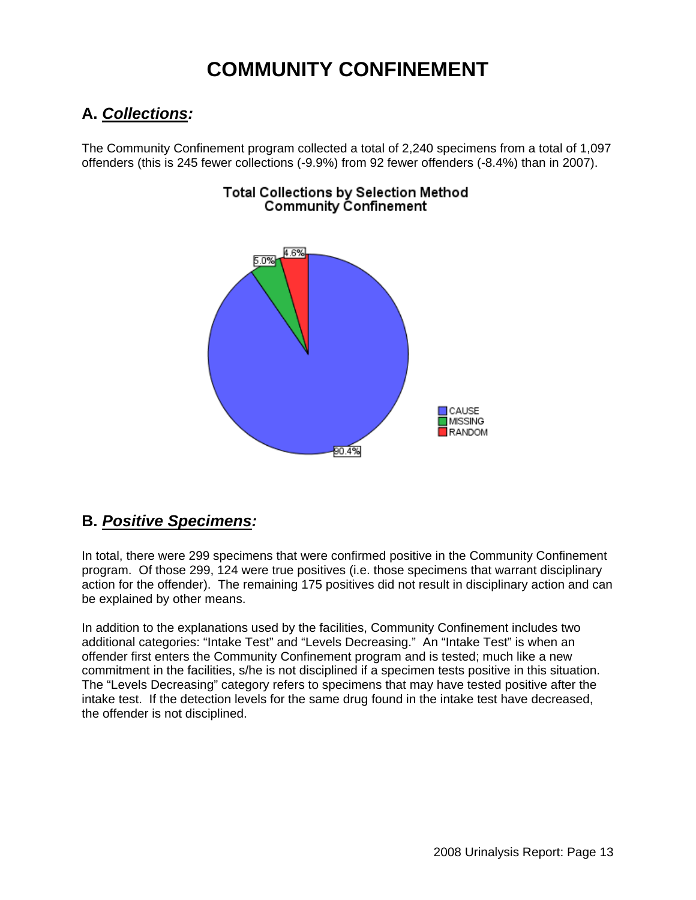# COMMUNITY CONFINEMENT

## A. ***Collections:***

The Community Confinement program collected a total of 2,240 specimens from a total of 1,097 offenders (this is 245 fewer collections (-9.9%) from 92 fewer offenders (-8.4%) than in 2007).

**Total Collections by Selection Method Community Confinement**

| Selection Method | Percent |
| --- | --- |
| CAUSE | 90.4% |
| MISSING | 5.0% |
| RANDOM | 4.6% |

## B. ***Positive Specimens:***

In total, there were 299 specimens that were confirmed positive in the Community Confinement program. Of those 299, 124 were true positives (i.e. those specimens that warrant disciplinary action for the offender). The remaining 175 positives did not result in disciplinary action and can be explained by other means.

In addition to the explanations used by the facilities, Community Confinement includes two additional categories: "Intake Test" and "Levels Decreasing." An "Intake Test" is when an offender first enters the Community Confinement program and is tested; much like a new commitment in the facilities, s/he is not disciplined if a specimen tests positive in this situation. The "Levels Decreasing" category refers to specimens that may have tested positive after the intake test. If the detection levels for the same drug found in the intake test have decreased, the offender is not disciplined.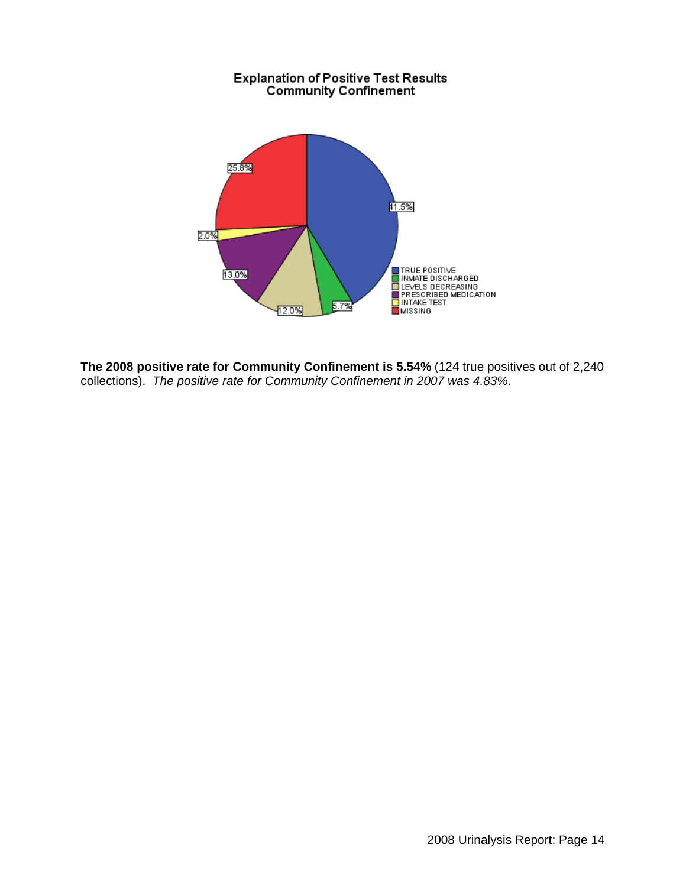**Explanation of Positive Test Results**
**Community Confinement**

| Category | Percent |
| --- | --- |
| TRUE POSITIVE | 41.5% |
| INMATE DISCHARGED | 5.7% |
| LEVELS DECREASING | 12.0% |
| PRESCRIBED MEDICATION | 13.0% |
| INTAKE TEST | 2.0% |
| MISSING | 25.8% |

**The 2008 positive rate for Community Confinement is 5.54%** (124 true positives out of 2,240 collections). *The positive rate for Community Confinement in 2007 was 4.83%*.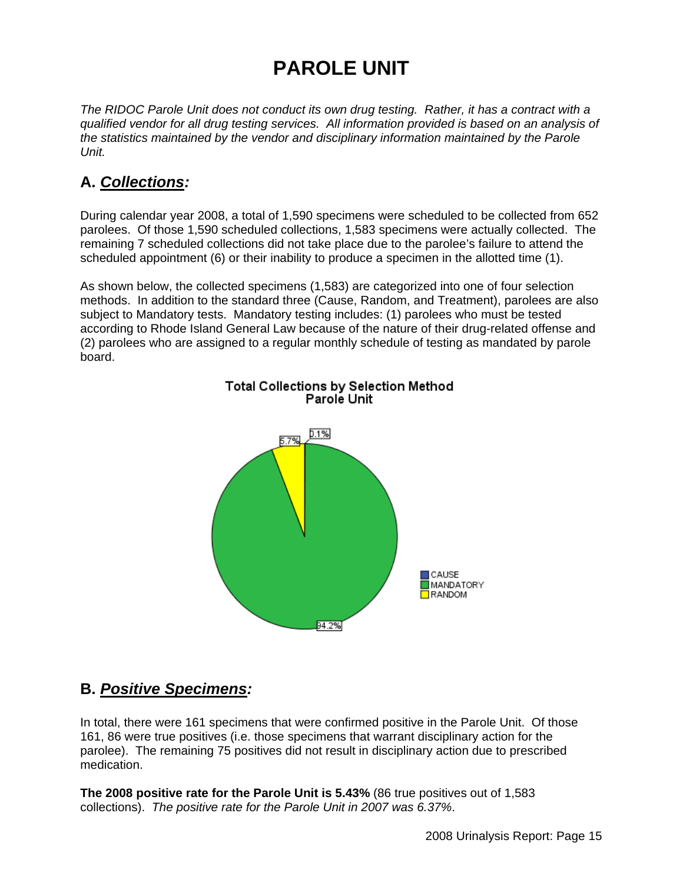# PAROLE UNIT

*The RIDOC Parole Unit does not conduct its own drug testing. Rather, it has a contract with a qualified vendor for all drug testing services. All information provided is based on an analysis of the statistics maintained by the vendor and disciplinary information maintained by the Parole Unit.*

## A. *Collections:*

During calendar year 2008, a total of 1,590 specimens were scheduled to be collected from 652 parolees. Of those 1,590 scheduled collections, 1,583 specimens were actually collected. The remaining 7 scheduled collections did not take place due to the parolee's failure to attend the scheduled appointment (6) or their inability to produce a specimen in the allotted time (1).

As shown below, the collected specimens (1,583) are categorized into one of four selection methods. In addition to the standard three (Cause, Random, and Treatment), parolees are also subject to Mandatory tests. Mandatory testing includes: (1) parolees who must be tested according to Rhode Island General Law because of the nature of their drug-related offense and (2) parolees who are assigned to a regular monthly schedule of testing as mandated by parole board.

Total Collections by Selection Method
Parole Unit

5.7%
0.1%
94.2%

CAUSE
MANDATORY
RANDOM

## B. *Positive Specimens:*

In total, there were 161 specimens that were confirmed positive in the Parole Unit. Of those 161, 86 were true positives (i.e. those specimens that warrant disciplinary action for the parolee). The remaining 75 positives did not result in disciplinary action due to prescribed medication.

**The 2008 positive rate for the Parole Unit is 5.43%** (86 true positives out of 1,583 collections). *The positive rate for the Parole Unit in 2007 was 6.37%*.